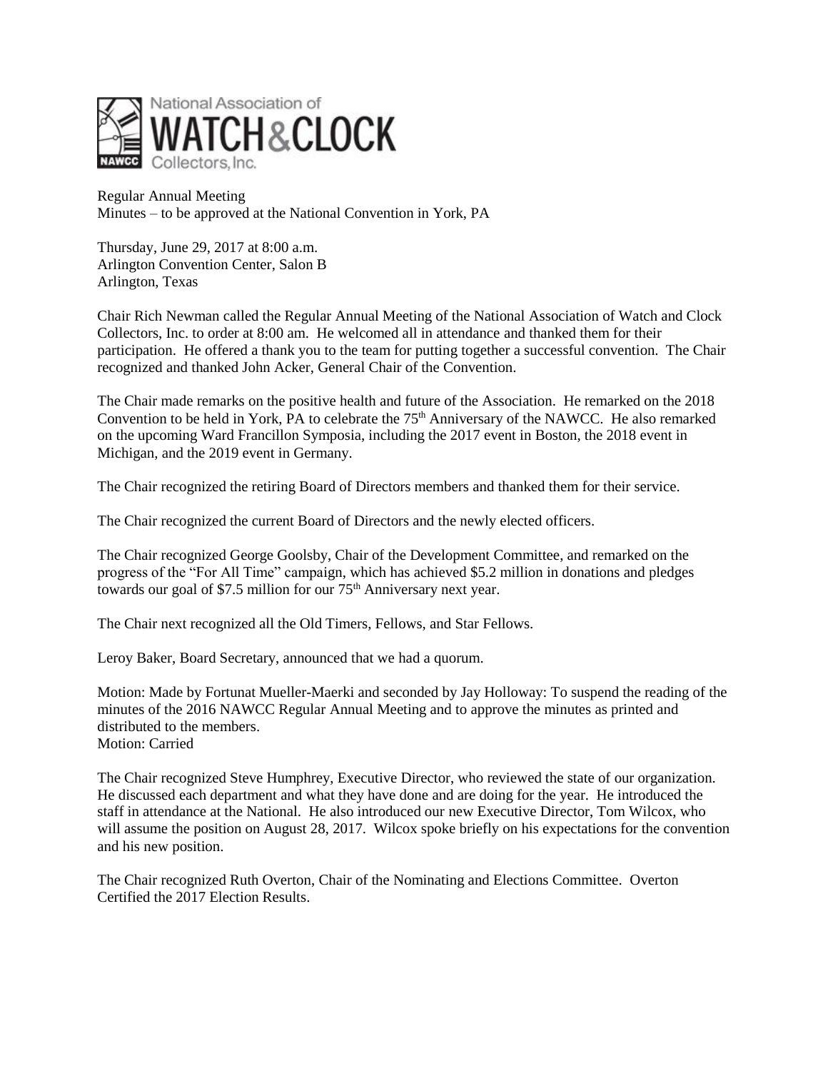National Association of WATCH & CLOCK Collectors, Inc.

Regular Annual Meeting
Minutes – to be approved at the National Convention in York, PA

Thursday, June 29, 2017 at 8:00 a.m.
Arlington Convention Center, Salon B
Arlington, Texas

Chair Rich Newman called the Regular Annual Meeting of the National Association of Watch and Clock Collectors, Inc. to order at 8:00 am. He welcomed all in attendance and thanked them for their participation. He offered a thank you to the team for putting together a successful convention. The Chair recognized and thanked John Acker, General Chair of the Convention.

The Chair made remarks on the positive health and future of the Association. He remarked on the 2018 Convention to be held in York, PA to celebrate the 75th Anniversary of the NAWCC. He also remarked on the upcoming Ward Francillon Symposia, including the 2017 event in Boston, the 2018 event in Michigan, and the 2019 event in Germany.

The Chair recognized the retiring Board of Directors members and thanked them for their service.

The Chair recognized the current Board of Directors and the newly elected officers.

The Chair recognized George Goolsby, Chair of the Development Committee, and remarked on the progress of the "For All Time" campaign, which has achieved $5.2 million in donations and pledges towards our goal of $7.5 million for our 75th Anniversary next year.

The Chair next recognized all the Old Timers, Fellows, and Star Fellows.

Leroy Baker, Board Secretary, announced that we had a quorum.

Motion: Made by Fortunat Mueller-Maerki and seconded by Jay Holloway: To suspend the reading of the minutes of the 2016 NAWCC Regular Annual Meeting and to approve the minutes as printed and distributed to the members.
Motion: Carried

The Chair recognized Steve Humphrey, Executive Director, who reviewed the state of our organization. He discussed each department and what they have done and are doing for the year. He introduced the staff in attendance at the National. He also introduced our new Executive Director, Tom Wilcox, who will assume the position on August 28, 2017. Wilcox spoke briefly on his expectations for the convention and his new position.

The Chair recognized Ruth Overton, Chair of the Nominating and Elections Committee. Overton Certified the 2017 Election Results.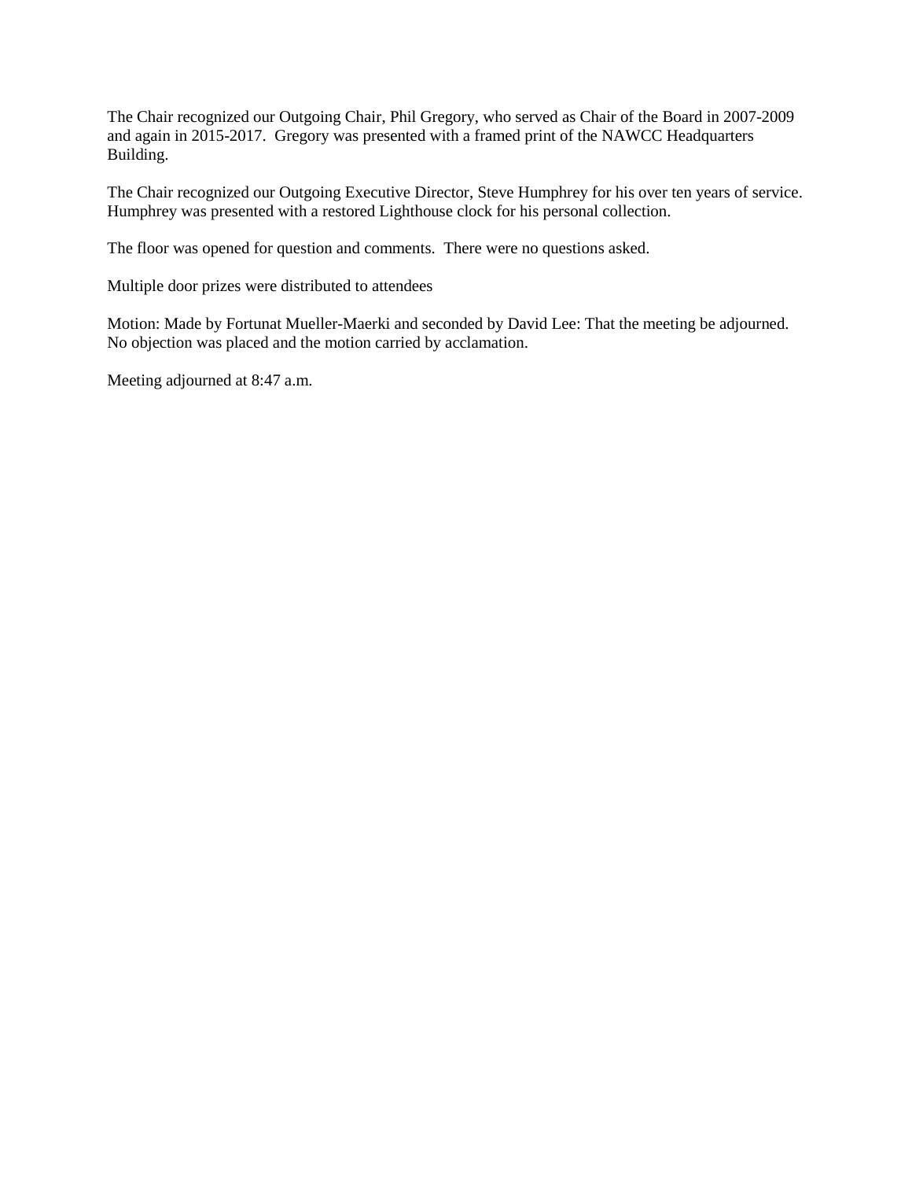The Chair recognized our Outgoing Chair, Phil Gregory, who served as Chair of the Board in 2007-2009 and again in 2015-2017. Gregory was presented with a framed print of the NAWCC Headquarters Building.

The Chair recognized our Outgoing Executive Director, Steve Humphrey for his over ten years of service. Humphrey was presented with a restored Lighthouse clock for his personal collection.

The floor was opened for question and comments. There were no questions asked.

Multiple door prizes were distributed to attendees

Motion: Made by Fortunat Mueller-Maerki and seconded by David Lee: That the meeting be adjourned. No objection was placed and the motion carried by acclamation.

Meeting adjourned at 8:47 a.m.